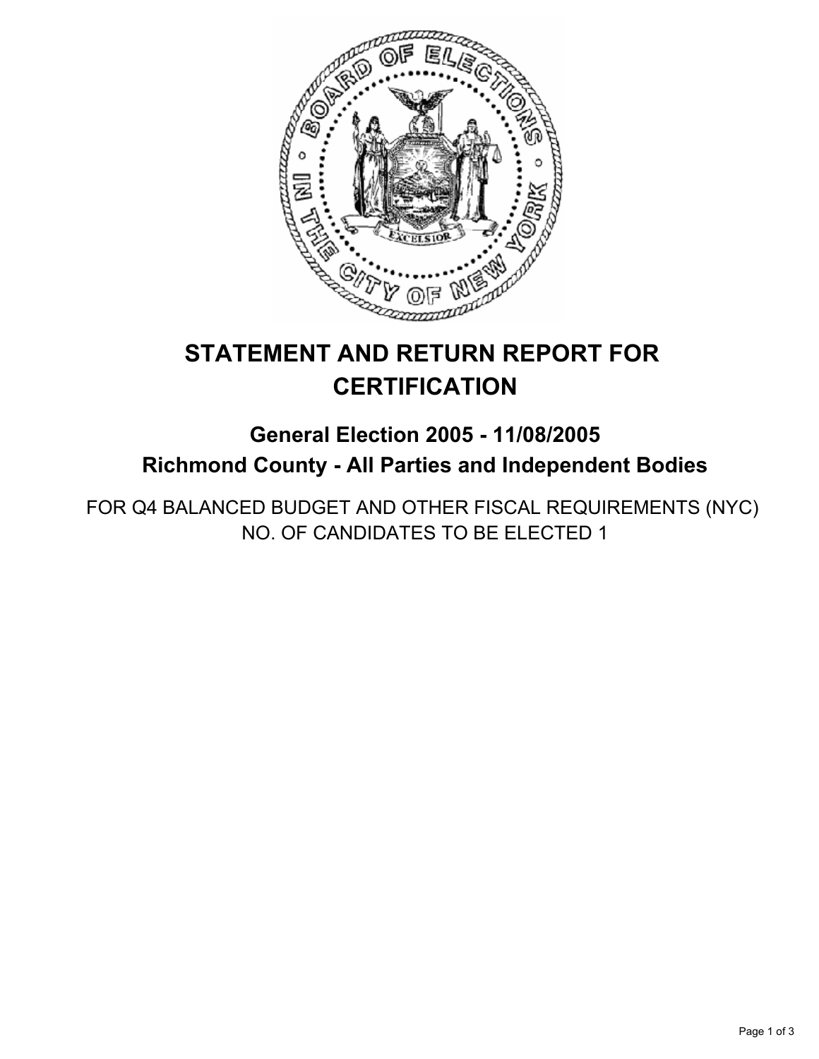# STATEMENT AND RETURN REPORT FOR CERTIFICATION

## General Election 2005 - 11/08/2005
## Richmond County - All Parties and Independent Bodies

FOR Q4 BALANCED BUDGET AND OTHER FISCAL REQUIREMENTS (NYC)
NO. OF CANDIDATES TO BE ELECTED 1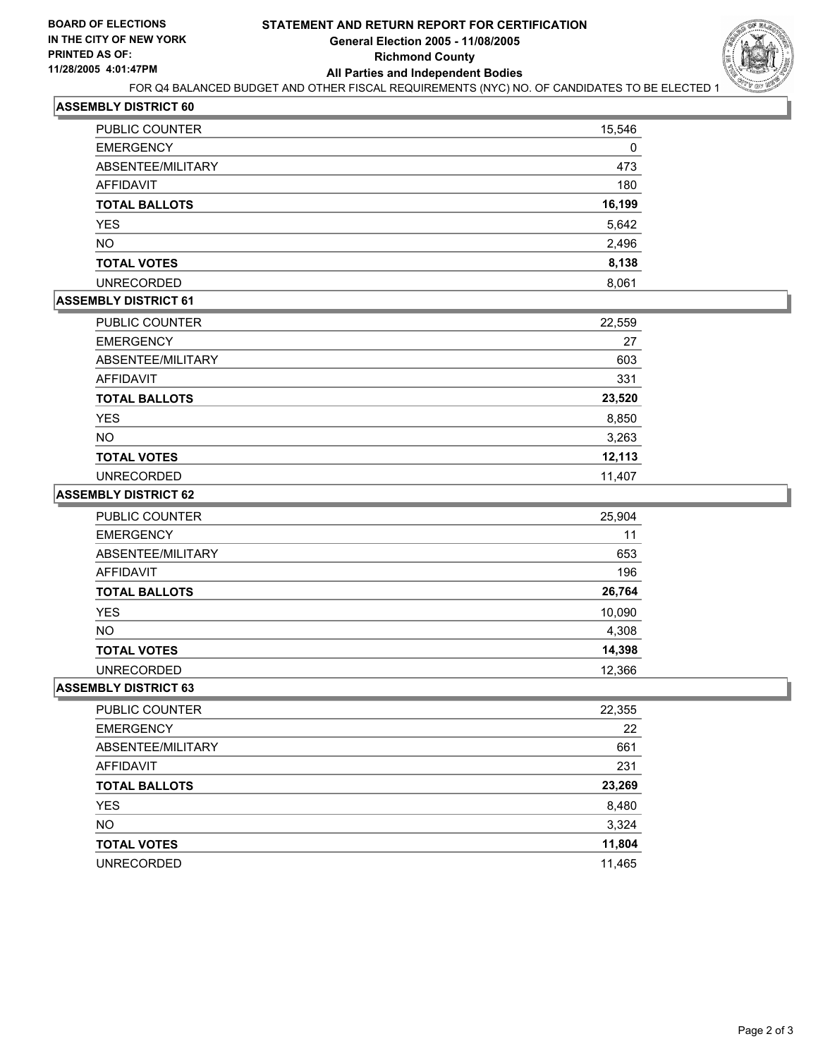**BOARD OF ELECTIONS IN THE CITY OF NEW YORK**
**PRINTED AS OF: 11/28/2005 4:01:47PM**

# STATEMENT AND RETURN REPORT FOR CERTIFICATION

## General Election 2005 - 11/08/2005

## Richmond County

## All Parties and Independent Bodies

FOR Q4 BALANCED BUDGET AND OTHER FISCAL REQUIREMENTS (NYC) NO. OF CANDIDATES TO BE ELECTED 1

### ASSEMBLY DISTRICT 60

| | |
|---|---|
| PUBLIC COUNTER | 15,546 |
| EMERGENCY | 0 |
| ABSENTEE/MILITARY | 473 |
| AFFIDAVIT | 180 |
| **TOTAL BALLOTS** | **16,199** |
| YES | 5,642 |
| NO | 2,496 |
| **TOTAL VOTES** | **8,138** |
| UNRECORDED | 8,061 |

### ASSEMBLY DISTRICT 61

| | |
|---|---|
| PUBLIC COUNTER | 22,559 |
| EMERGENCY | 27 |
| ABSENTEE/MILITARY | 603 |
| AFFIDAVIT | 331 |
| **TOTAL BALLOTS** | **23,520** |
| YES | 8,850 |
| NO | 3,263 |
| **TOTAL VOTES** | **12,113** |
| UNRECORDED | 11,407 |

### ASSEMBLY DISTRICT 62

| | |
|---|---|
| PUBLIC COUNTER | 25,904 |
| EMERGENCY | 11 |
| ABSENTEE/MILITARY | 653 |
| AFFIDAVIT | 196 |
| **TOTAL BALLOTS** | **26,764** |
| YES | 10,090 |
| NO | 4,308 |
| **TOTAL VOTES** | **14,398** |
| UNRECORDED | 12,366 |

### ASSEMBLY DISTRICT 63

| | |
|---|---|
| PUBLIC COUNTER | 22,355 |
| EMERGENCY | 22 |
| ABSENTEE/MILITARY | 661 |
| AFFIDAVIT | 231 |
| **TOTAL BALLOTS** | **23,269** |
| YES | 8,480 |
| NO | 3,324 |
| **TOTAL VOTES** | **11,804** |
| UNRECORDED | 11,465 |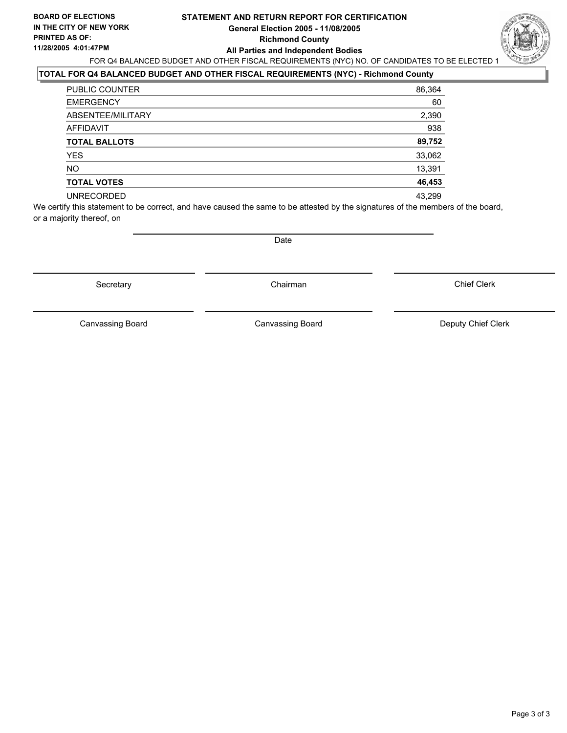**BOARD OF ELECTIONS IN THE CITY OF NEW YORK**
**PRINTED AS OF:**
**11/28/2005 4:01:47PM**

# STATEMENT AND RETURN REPORT FOR CERTIFICATION

**General Election 2005 - 11/08/2005**
**Richmond County**
**All Parties and Independent Bodies**

FOR Q4 BALANCED BUDGET AND OTHER FISCAL REQUIREMENTS (NYC) NO. OF CANDIDATES TO BE ELECTED 1

## TOTAL FOR Q4 BALANCED BUDGET AND OTHER FISCAL REQUIREMENTS (NYC) - Richmond County

| | |
|---|---|
| PUBLIC COUNTER | 86,364 |
| EMERGENCY | 60 |
| ABSENTEE/MILITARY | 2,390 |
| AFFIDAVIT | 938 |
| **TOTAL BALLOTS** | **89,752** |
| YES | 33,062 |
| NO | 13,391 |
| **TOTAL VOTES** | **46,453** |
| UNRECORDED | 43,299 |

We certify this statement to be correct, and have caused the same to be attested by the signatures of the members of the board, or a majority thereof, on

Date

| | | |
|---|---|---|
| Secretary | Chairman | Chief Clerk |
| Canvassing Board | Canvassing Board | Deputy Chief Clerk |